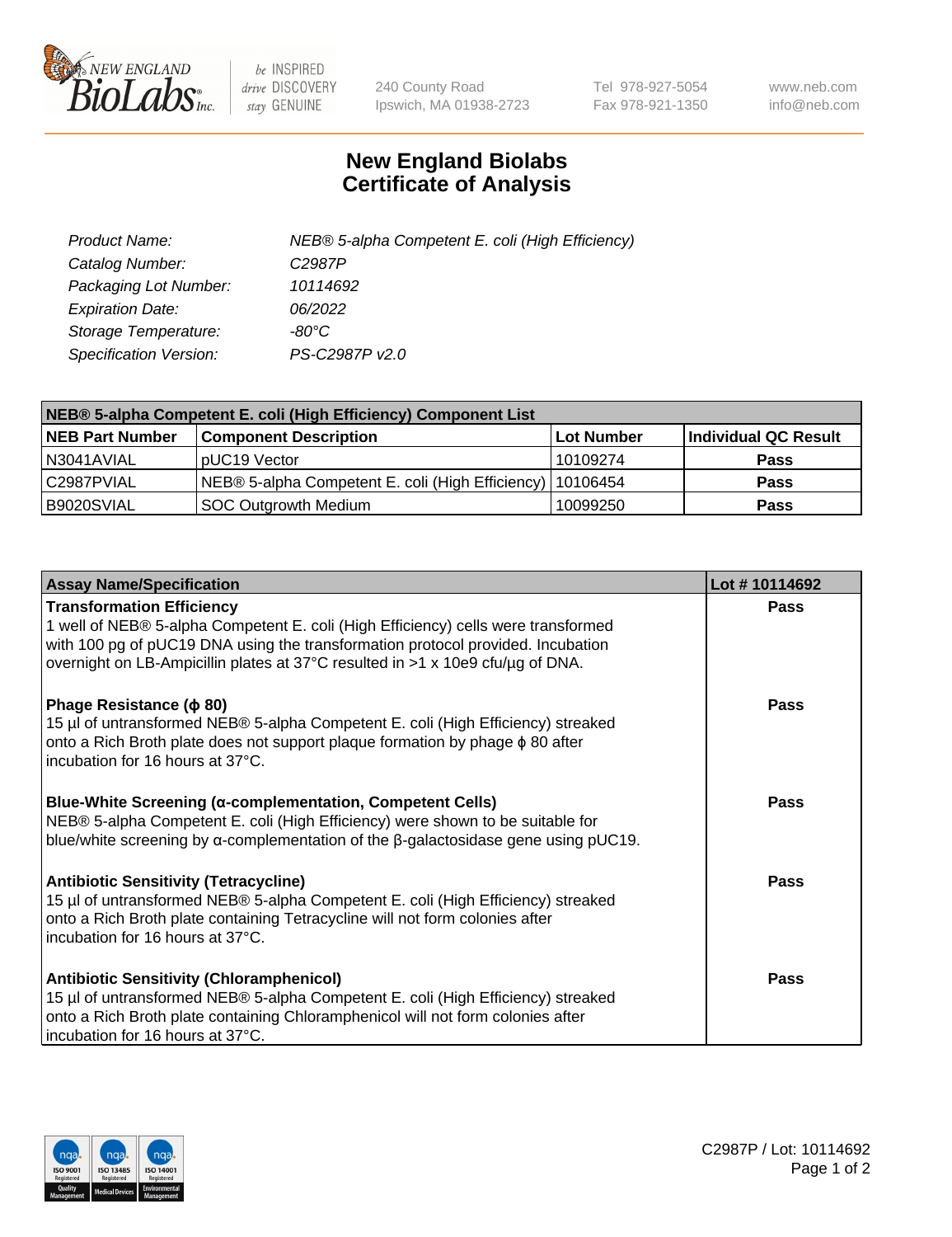240 County Road
Ipswich, MA 01938-2723

Tel 978-927-5054
Fax 978-921-1350

www.neb.com
info@neb.com

# New England Biolabs
# Certificate of Analysis

| | |
|---|---|
| *Product Name:* | *NEB® 5-alpha Competent E. coli (High Efficiency)* |
| *Catalog Number:* | *C2987P* |
| *Packaging Lot Number:* | *10114692* |
| *Expiration Date:* | *06/2022* |
| *Storage Temperature:* | *-80°C* |
| *Specification Version:* | *PS-C2987P v2.0* |

| **NEB® 5-alpha Competent E. coli (High Efficiency) Component List** | | | |
|---|---|---|---|
| **NEB Part Number** | **Component Description** | **Lot Number** | **Individual QC Result** |
| N3041AVIAL | pUC19 Vector | 10109274 | **Pass** |
| C2987PVIAL | NEB® 5-alpha Competent E. coli (High Efficiency) | 10106454 | **Pass** |
| B9020SVIAL | SOC Outgrowth Medium | 10099250 | **Pass** |

| **Assay Name/Specification** | **Lot # 10114692** |
|---|---|
| **Transformation Efficiency**<br>1 well of NEB® 5-alpha Competent E. coli (High Efficiency) cells were transformed with 100 pg of pUC19 DNA using the transformation protocol provided. Incubation overnight on LB-Ampicillin plates at 37°C resulted in >1 x 10e9 cfu/µg of DNA. | **Pass** |
| **Phage Resistance (ϕ 80)**<br>15 µl of untransformed NEB® 5-alpha Competent E. coli (High Efficiency) streaked onto a Rich Broth plate does not support plaque formation by phage ϕ 80 after incubation for 16 hours at 37°C. | **Pass** |
| **Blue-White Screening (α-complementation, Competent Cells)**<br>NEB® 5-alpha Competent E. coli (High Efficiency) were shown to be suitable for blue/white screening by α-complementation of the β-galactosidase gene using pUC19. | **Pass** |
| **Antibiotic Sensitivity (Tetracycline)**<br>15 µl of untransformed NEB® 5-alpha Competent E. coli (High Efficiency) streaked onto a Rich Broth plate containing Tetracycline will not form colonies after incubation for 16 hours at 37°C. | **Pass** |
| **Antibiotic Sensitivity (Chloramphenicol)**<br>15 µl of untransformed NEB® 5-alpha Competent E. coli (High Efficiency) streaked onto a Rich Broth plate containing Chloramphenicol will not form colonies after incubation for 16 hours at 37°C. | **Pass** |

C2987P / Lot: 10114692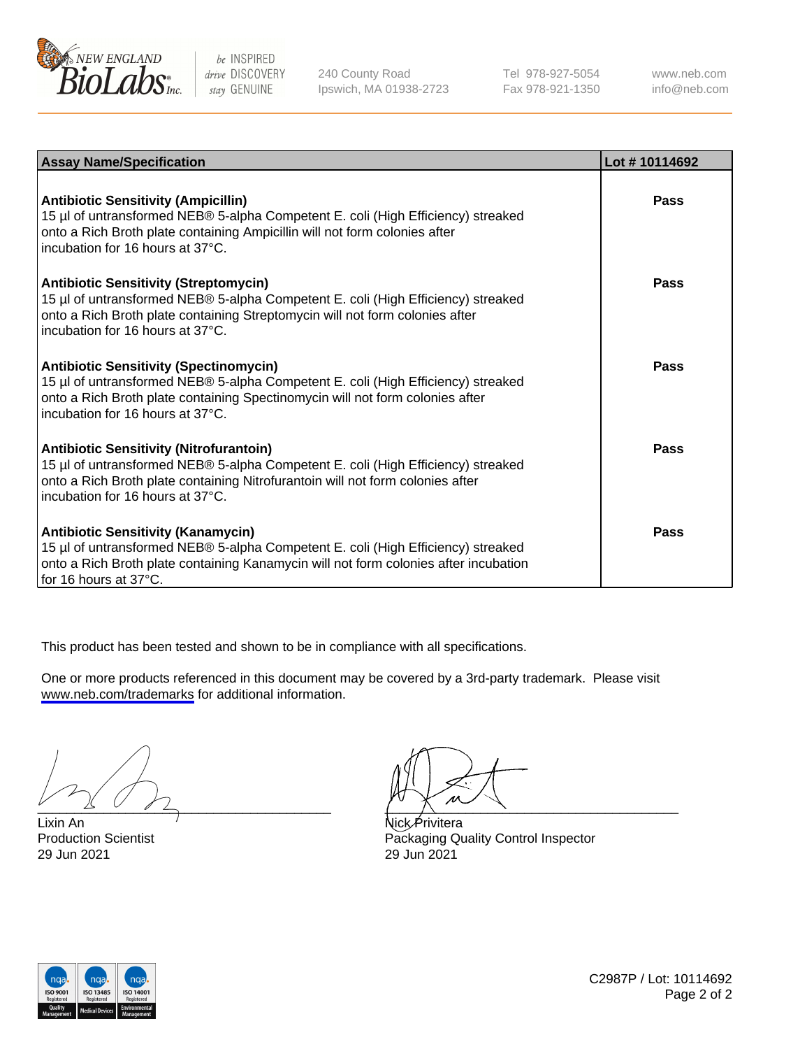| Assay Name/Specification | Lot # 10114692 |
|---|---|
| **Antibiotic Sensitivity (Ampicillin)**<br>15 µl of untransformed NEB® 5-alpha Competent E. coli (High Efficiency) streaked onto a Rich Broth plate containing Ampicillin will not form colonies after incubation for 16 hours at 37°C. | **Pass** |
| **Antibiotic Sensitivity (Streptomycin)**<br>15 µl of untransformed NEB® 5-alpha Competent E. coli (High Efficiency) streaked onto a Rich Broth plate containing Streptomycin will not form colonies after incubation for 16 hours at 37°C. | **Pass** |
| **Antibiotic Sensitivity (Spectinomycin)**<br>15 µl of untransformed NEB® 5-alpha Competent E. coli (High Efficiency) streaked onto a Rich Broth plate containing Spectinomycin will not form colonies after incubation for 16 hours at 37°C. | **Pass** |
| **Antibiotic Sensitivity (Nitrofurantoin)**<br>15 µl of untransformed NEB® 5-alpha Competent E. coli (High Efficiency) streaked onto a Rich Broth plate containing Nitrofurantoin will not form colonies after incubation for 16 hours at 37°C. | **Pass** |
| **Antibiotic Sensitivity (Kanamycin)**<br>15 µl of untransformed NEB® 5-alpha Competent E. coli (High Efficiency) streaked onto a Rich Broth plate containing Kanamycin will not form colonies after incubation for 16 hours at 37°C. | **Pass** |

This product has been tested and shown to be in compliance with all specifications.

One or more products referenced in this document may be covered by a 3rd-party trademark. Please visit www.neb.com/trademarks for additional information.

Lixin An
Production Scientist
29 Jun 2021

Nick Privitera
Packaging Quality Control Inspector
29 Jun 2021

C2987P / Lot: 10114692